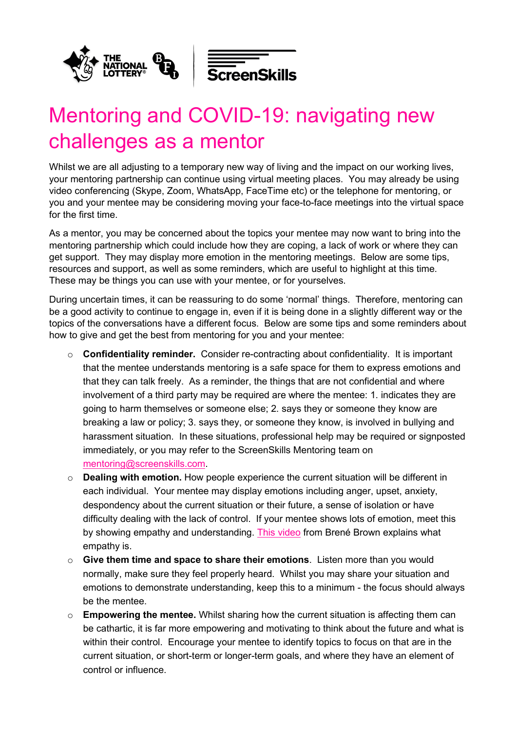# Mentoring and COVID-19: navigating new challenges as a mentor

Whilst we are all adjusting to a temporary new way of living and the impact on our working lives, your mentoring partnership can continue using virtual meeting places. You may already be using video conferencing (Skype, Zoom, WhatsApp, FaceTime etc) or the telephone for mentoring, or you and your mentee may be considering moving your face-to-face meetings into the virtual space for the first time.

As a mentor, you may be concerned about the topics your mentee may now want to bring into the mentoring partnership which could include how they are coping, a lack of work or where they can get support. They may display more emotion in the mentoring meetings. Below are some tips, resources and support, as well as some reminders, which are useful to highlight at this time. These may be things you can use with your mentee, or for yourselves.

During uncertain times, it can be reassuring to do some 'normal' things. Therefore, mentoring can be a good activity to continue to engage in, even if it is being done in a slightly different way or the topics of the conversations have a different focus. Below are some tips and some reminders about how to give and get the best from mentoring for you and your mentee:

- **Confidentiality reminder.** Consider re-contracting about confidentiality. It is important that the mentee understands mentoring is a safe space for them to express emotions and that they can talk freely. As a reminder, the things that are not confidential and where involvement of a third party may be required are where the mentee: 1. indicates they are going to harm themselves or someone else; 2. says they or someone they know are breaking a law or policy; 3. says they, or someone they know, is involved in bullying and harassment situation. In these situations, professional help may be required or signposted immediately, or you may refer to the ScreenSkills Mentoring team on mentoring@screenskills.com.
- **Dealing with emotion.** How people experience the current situation will be different in each individual. Your mentee may display emotions including anger, upset, anxiety, despondency about the current situation or their future, a sense of isolation or have difficulty dealing with the lack of control. If your mentee shows lots of emotion, meet this by showing empathy and understanding. This video from Brené Brown explains what empathy is.
- **Give them time and space to share their emotions**. Listen more than you would normally, make sure they feel properly heard. Whilst you may share your situation and emotions to demonstrate understanding, keep this to a minimum - the focus should always be the mentee.
- **Empowering the mentee.** Whilst sharing how the current situation is affecting them can be cathartic, it is far more empowering and motivating to think about the future and what is within their control. Encourage your mentee to identify topics to focus on that are in the current situation, or short-term or longer-term goals, and where they have an element of control or influence.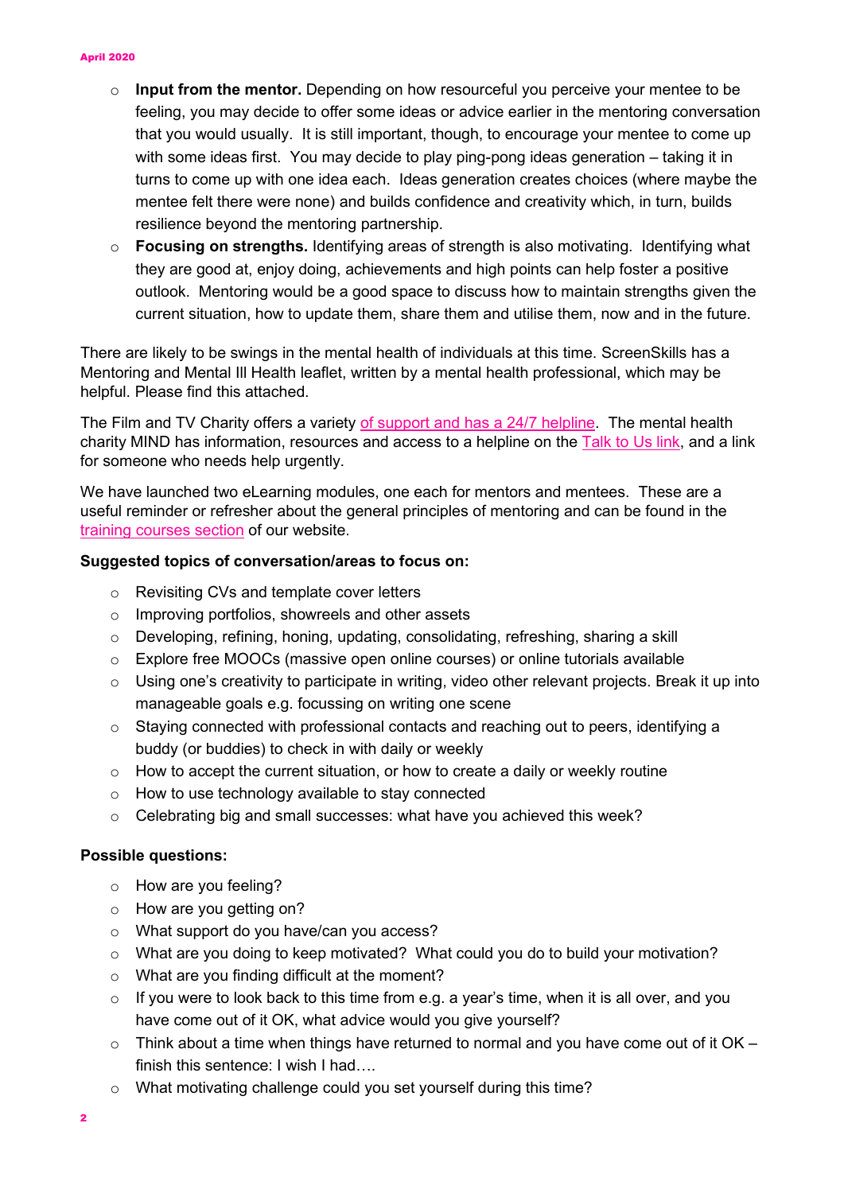- **Input from the mentor.** Depending on how resourceful you perceive your mentee to be feeling, you may decide to offer some ideas or advice earlier in the mentoring conversation that you would usually. It is still important, though, to encourage your mentee to come up with some ideas first. You may decide to play ping-pong ideas generation – taking it in turns to come up with one idea each. Ideas generation creates choices (where maybe the mentee felt there were none) and builds confidence and creativity which, in turn, builds resilience beyond the mentoring partnership.
- **Focusing on strengths.** Identifying areas of strength is also motivating. Identifying what they are good at, enjoy doing, achievements and high points can help foster a positive outlook. Mentoring would be a good space to discuss how to maintain strengths given the current situation, how to update them, share them and utilise them, now and in the future.

There are likely to be swings in the mental health of individuals at this time. ScreenSkills has a Mentoring and Mental Ill Health leaflet, written by a mental health professional, which may be helpful. Please find this attached.

The Film and TV Charity offers a variety of support and has a 24/7 helpline. The mental health charity MIND has information, resources and access to a helpline on the Talk to Us link, and a link for someone who needs help urgently.

We have launched two eLearning modules, one each for mentors and mentees. These are a useful reminder or refresher about the general principles of mentoring and can be found in the training courses section of our website.

**Suggested topics of conversation/areas to focus on:**

- Revisiting CVs and template cover letters
- Improving portfolios, showreels and other assets
- Developing, refining, honing, updating, consolidating, refreshing, sharing a skill
- Explore free MOOCs (massive open online courses) or online tutorials available
- Using one's creativity to participate in writing, video other relevant projects. Break it up into manageable goals e.g. focussing on writing one scene
- Staying connected with professional contacts and reaching out to peers, identifying a buddy (or buddies) to check in with daily or weekly
- How to accept the current situation, or how to create a daily or weekly routine
- How to use technology available to stay connected
- Celebrating big and small successes: what have you achieved this week?

**Possible questions:**

- How are you feeling?
- How are you getting on?
- What support do you have/can you access?
- What are you doing to keep motivated? What could you do to build your motivation?
- What are you finding difficult at the moment?
- If you were to look back to this time from e.g. a year's time, when it is all over, and you have come out of it OK, what advice would you give yourself?
- Think about a time when things have returned to normal and you have come out of it OK – finish this sentence: I wish I had….
- What motivating challenge could you set yourself during this time?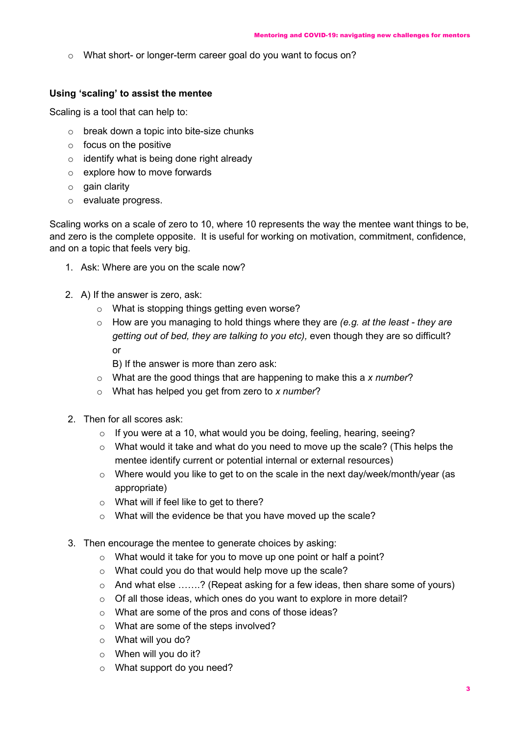- What short- or longer-term career goal do you want to focus on?

**Using 'scaling' to assist the mentee**

Scaling is a tool that can help to:

- break down a topic into bite-size chunks
- focus on the positive
- identify what is being done right already
- explore how to move forwards
- gain clarity
- evaluate progress.

Scaling works on a scale of zero to 10, where 10 represents the way the mentee want things to be, and zero is the complete opposite. It is useful for working on motivation, commitment, confidence, and on a topic that feels very big.

1. Ask: Where are you on the scale now?

2. A) If the answer is zero, ask:
    - What is stopping things getting even worse?
    - How are you managing to hold things where they are *(e.g. at the least - they are getting out of bed, they are talking to you etc),* even though they are so difficult?

    or

    B) If the answer is more than zero ask:
    - What are the good things that are happening to make this a *x number*?
    - What has helped you get from zero to *x number*?

2. Then for all scores ask:
    - If you were at a 10, what would you be doing, feeling, hearing, seeing?
    - What would it take and what do you need to move up the scale? (This helps the mentee identify current or potential internal or external resources)
    - Where would you like to get to on the scale in the next day/week/month/year (as appropriate)
    - What will if feel like to get to there?
    - What will the evidence be that you have moved up the scale?

3. Then encourage the mentee to generate choices by asking:
    - What would it take for you to move up one point or half a point?
    - What could you do that would help move up the scale?
    - And what else …….? (Repeat asking for a few ideas, then share some of yours)
    - Of all those ideas, which ones do you want to explore in more detail?
    - What are some of the pros and cons of those ideas?
    - What are some of the steps involved?
    - What will you do?
    - When will you do it?
    - What support do you need?